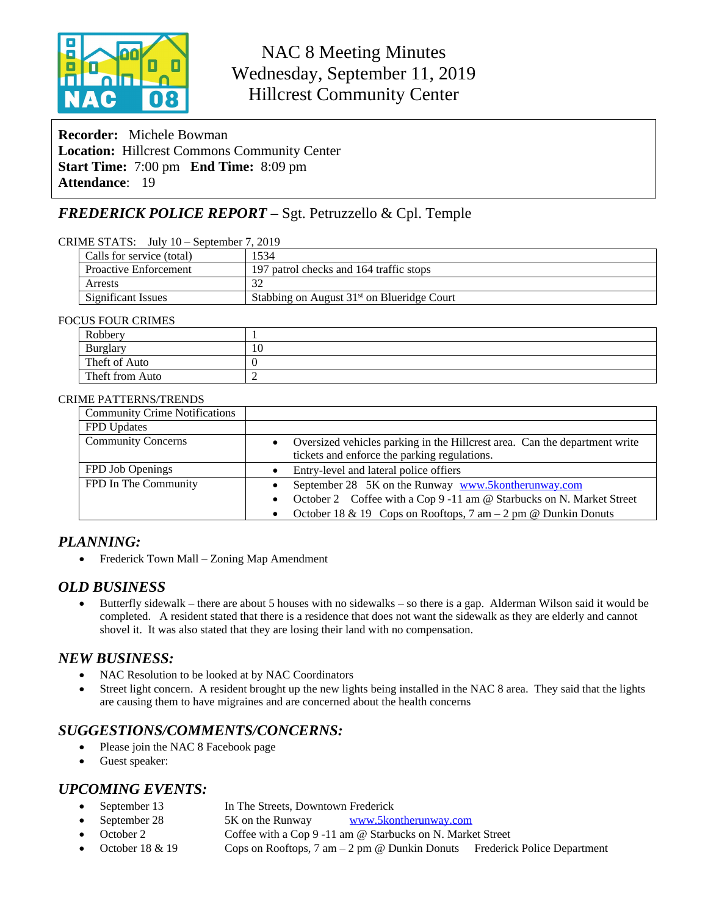# NAC 8 Meeting Minutes
## Wednesday, September 11, 2019
## Hillcrest Community Center

**Recorder:** Michele Bowman
**Location:** Hillcrest Commons Community Center
**Start Time:** 7:00 pm **End Time:** 8:09 pm
**Attendance**: 19

## *FREDERICK POLICE REPORT* – Sgt. Petruzzello & Cpl. Temple

CRIME STATS: July 10 – September 7, 2019

| | |
|---|---|
| Calls for service (total) | 1534 |
| Proactive Enforcement | 197 patrol checks and 164 traffic stops |
| Arrests | 32 |
| Significant Issues | Stabbing on August 31st on Blueridge Court |

FOCUS FOUR CRIMES

| | |
|---|---|
| Robbery | 1 |
| Burglary | 10 |
| Theft of Auto | 0 |
| Theft from Auto | 2 |

CRIME PATTERNS/TRENDS

| | |
|---|---|
| Community Crime Notifications | |
| FPD Updates | |
| Community Concerns | • Oversized vehicles parking in the Hillcrest area. Can the department write tickets and enforce the parking regulations. |
| FPD Job Openings | • Entry-level and lateral police officers |
| FPD In The Community | • September 28 5K on the Runway www.5kontherunway.com<br>• October 2 Coffee with a Cop 9 -11 am @ Starbucks on N. Market Street<br>• October 18 & 19 Cops on Rooftops, 7 am – 2 pm @ Dunkin Donuts |

## *PLANNING:*

- Frederick Town Mall – Zoning Map Amendment

## *OLD BUSINESS*

- Butterfly sidewalk – there are about 5 houses with no sidewalks – so there is a gap. Alderman Wilson said it would be completed. A resident stated that there is a residence that does not want the sidewalk as they are elderly and cannot shovel it. It was also stated that they are losing their land with no compensation.

## *NEW BUSINESS:*

- NAC Resolution to be looked at by NAC Coordinators
- Street light concern. A resident brought up the new lights being installed in the NAC 8 area. They said that the lights are causing them to have migraines and are concerned about the health concerns

## *SUGGESTIONS/COMMENTS/CONCERNS:*

- Please join the NAC 8 Facebook page
- Guest speaker:

## *UPCOMING EVENTS:*

- September 13 — In The Streets, Downtown Frederick
- September 28 — 5K on the Runway www.5kontherunway.com
- October 2 — Coffee with a Cop 9 -11 am @ Starbucks on N. Market Street
- October 18 & 19 — Cops on Rooftops, 7 am – 2 pm @ Dunkin Donuts Frederick Police Department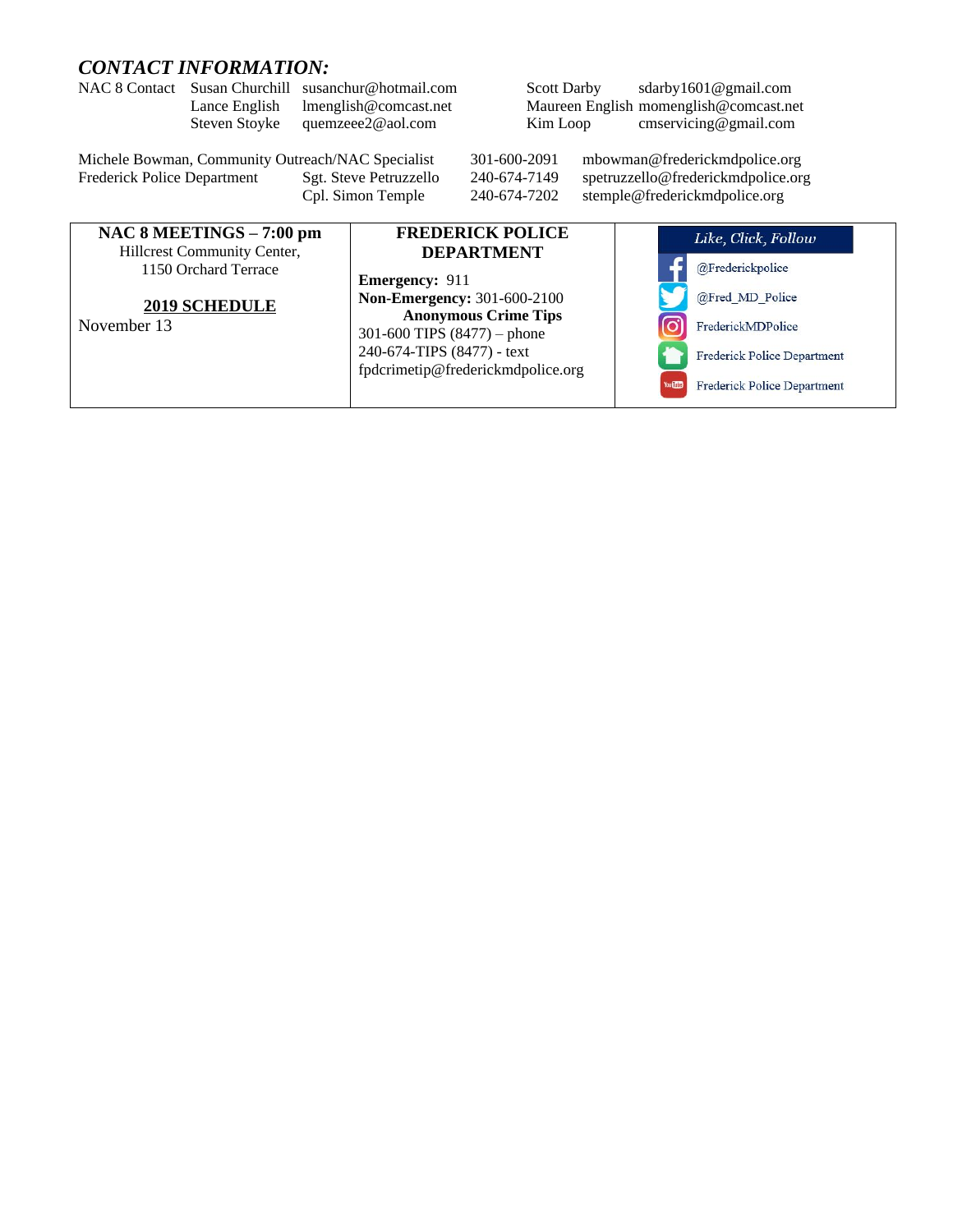## *CONTACT INFORMATION:*

| | | | | |
|---|---|---|---|---|
| NAC 8 Contact | Susan Churchill | susanchur@hotmail.com | Scott Darby | sdarby1601@gmail.com |
| | Lance English | lmenglish@comcast.net | Maureen English | momenglish@comcast.net |
| | Steven Stoyke | quemzeee2@aol.com | Kim Loop | cmservicing@gmail.com |

| | | | |
|---|---|---|---|
| Michele Bowman, Community Outreach/NAC Specialist | | 301-600-2091 | mbowman@frederickmdpolice.org |
| Frederick Police Department | Sgt. Steve Petruzzello | 240-674-7149 | spetruzzello@frederickmdpolice.org |
| | Cpl. Simon Temple | 240-674-7202 | stemple@frederickmdpolice.org |

| | | |
|---|---|---|
| **NAC 8 MEETINGS – 7:00 pm**<br>Hillcrest Community Center,<br>1150 Orchard Terrace<br><br>**2019 SCHEDULE**<br>November 13 | **FREDERICK POLICE DEPARTMENT**<br><br>**Emergency:** 911<br>**Non-Emergency:** 301-600-2100<br>**Anonymous Crime Tips**<br>301-600 TIPS (8477) – phone<br>240-674-TIPS (8477) - text<br>fpdcrimetip@frederickmdpolice.org | *Like, Click, Follow*<br>@Frederickpolice<br>@Fred_MD_Police<br>FrederickMDPolice<br>Frederick Police Department<br>Frederick Police Department |